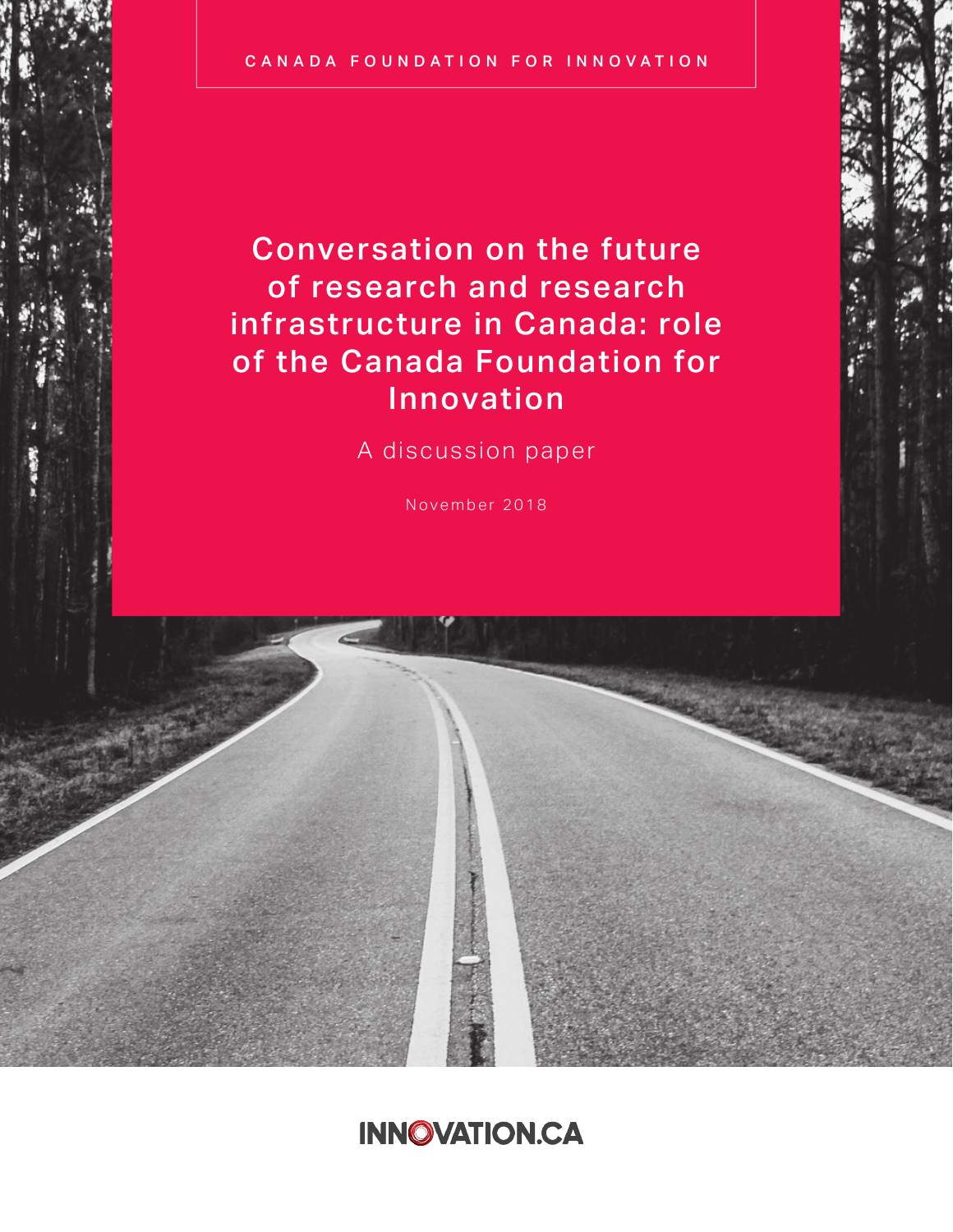CANADA FOUNDATION FOR INNOVATION

# Conversation on the future of research and research infrastructure in Canada: role of the Canada Foundation for Innovation

## A discussion paper

November 2018

INNOVATION.CA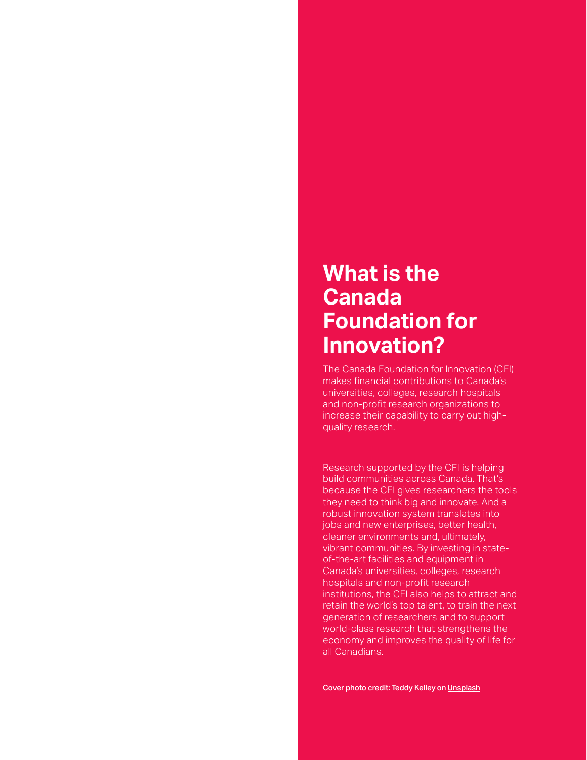# What is the Canada Foundation for Innovation?

The Canada Foundation for Innovation (CFI) makes financial contributions to Canada's universities, colleges, research hospitals and non-profit research organizations to increase their capability to carry out high-quality research.

Research supported by the CFI is helping build communities across Canada. That's because the CFI gives researchers the tools they need to think big and innovate. And a robust innovation system translates into jobs and new enterprises, better health, cleaner environments and, ultimately, vibrant communities. By investing in state-of-the-art facilities and equipment in Canada's universities, colleges, research hospitals and non-profit research institutions, the CFI also helps to attract and retain the world's top talent, to train the next generation of researchers and to support world-class research that strengthens the economy and improves the quality of life for all Canadians.

**Cover photo credit: Teddy Kelley on Unsplash**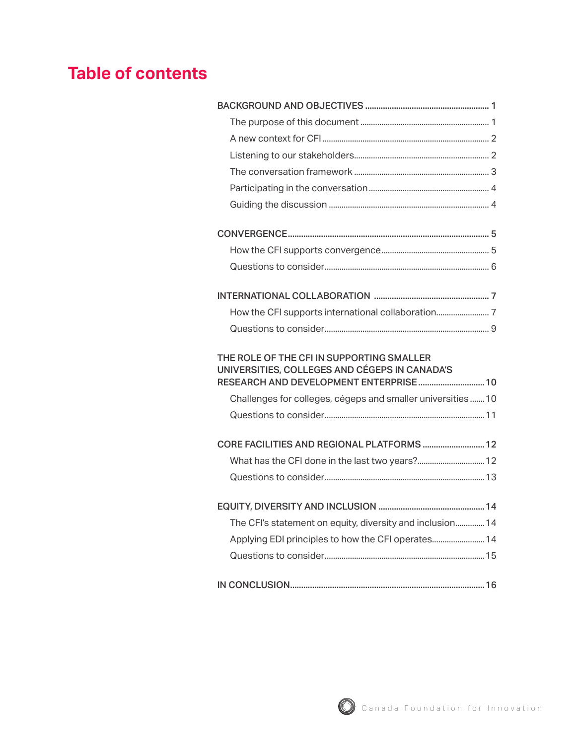# Table of contents

- BACKGROUND AND OBJECTIVES ... 1
  - The purpose of this document ... 1
  - A new context for CFI ... 2
  - Listening to our stakeholders ... 2
  - The conversation framework ... 3
  - Participating in the conversation ... 4
  - Guiding the discussion ... 4
- CONVERGENCE ... 5
  - How the CFI supports convergence ... 5
  - Questions to consider ... 6
- INTERNATIONAL COLLABORATION ... 7
  - How the CFI supports international collaboration ... 7
  - Questions to consider ... 9
- THE ROLE OF THE CFI IN SUPPORTING SMALLER UNIVERSITIES, COLLEGES AND CÉGEPS IN CANADA'S RESEARCH AND DEVELOPMENT ENTERPRISE ... 10
  - Challenges for colleges, cégeps and smaller universities ... 10
  - Questions to consider ... 11
- CORE FACILITIES AND REGIONAL PLATFORMS ... 12
  - What has the CFI done in the last two years? ... 12
  - Questions to consider ... 13
- EQUITY, DIVERSITY AND INCLUSION ... 14
  - The CFI's statement on equity, diversity and inclusion ... 14
  - Applying EDI principles to how the CFI operates ... 14
  - Questions to consider ... 15
- IN CONCLUSION ... 16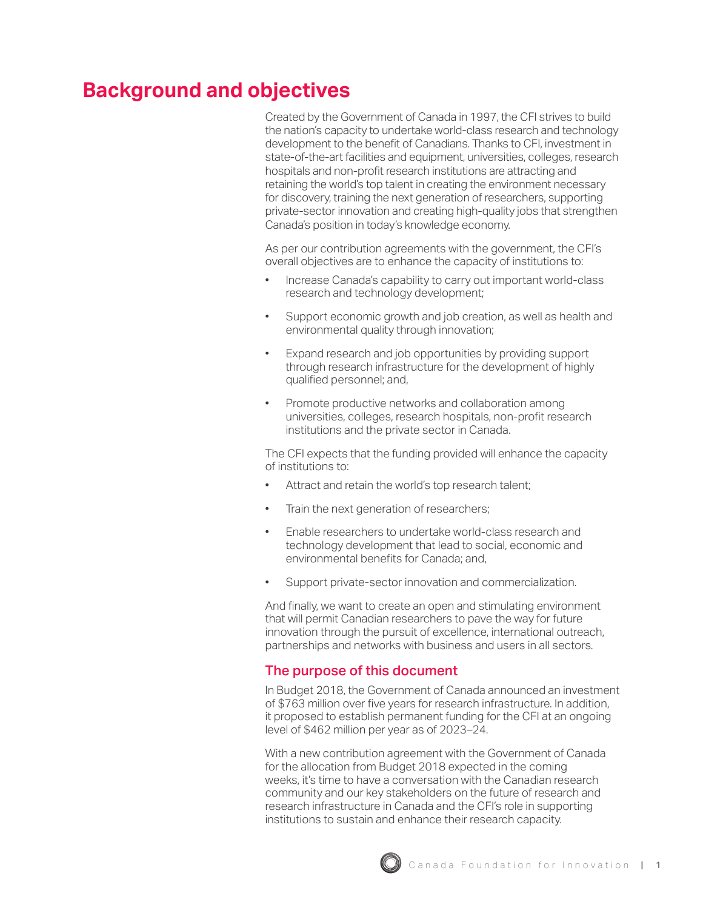# Background and objectives

Created by the Government of Canada in 1997, the CFI strives to build the nation's capacity to undertake world-class research and technology development to the benefit of Canadians. Thanks to CFI, investment in state-of-the-art facilities and equipment, universities, colleges, research hospitals and non-profit research institutions are attracting and retaining the world's top talent in creating the environment necessary for discovery, training the next generation of researchers, supporting private-sector innovation and creating high-quality jobs that strengthen Canada's position in today's knowledge economy.

As per our contribution agreements with the government, the CFI's overall objectives are to enhance the capacity of institutions to:

- Increase Canada's capability to carry out important world-class research and technology development;
- Support economic growth and job creation, as well as health and environmental quality through innovation;
- Expand research and job opportunities by providing support through research infrastructure for the development of highly qualified personnel; and,
- Promote productive networks and collaboration among universities, colleges, research hospitals, non-profit research institutions and the private sector in Canada.

The CFI expects that the funding provided will enhance the capacity of institutions to:

- Attract and retain the world's top research talent;
- Train the next generation of researchers;
- Enable researchers to undertake world-class research and technology development that lead to social, economic and environmental benefits for Canada; and,
- Support private-sector innovation and commercialization.

And finally, we want to create an open and stimulating environment that will permit Canadian researchers to pave the way for future innovation through the pursuit of excellence, international outreach, partnerships and networks with business and users in all sectors.

## The purpose of this document

In Budget 2018, the Government of Canada announced an investment of $763 million over five years for research infrastructure. In addition, it proposed to establish permanent funding for the CFI at an ongoing level of $462 million per year as of 2023–24.

With a new contribution agreement with the Government of Canada for the allocation from Budget 2018 expected in the coming weeks, it's time to have a conversation with the Canadian research community and our key stakeholders on the future of research and research infrastructure in Canada and the CFI's role in supporting institutions to sustain and enhance their research capacity.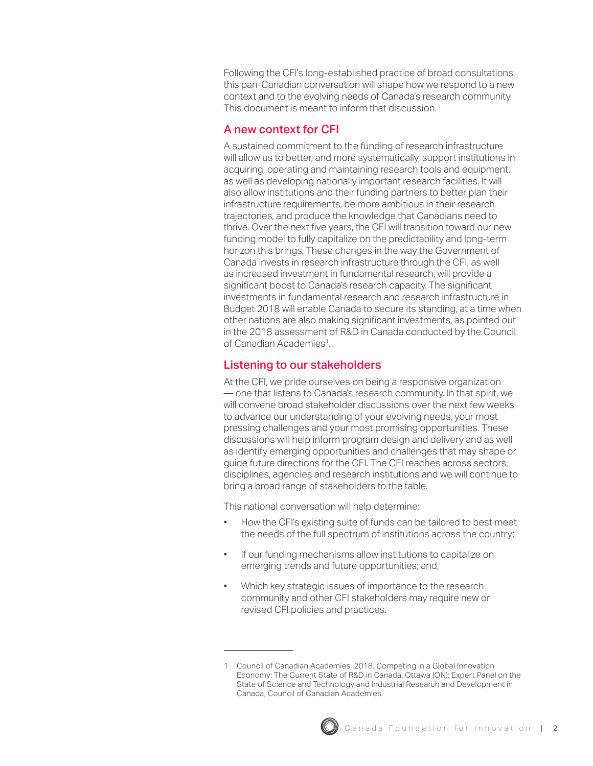Following the CFI's long-established practice of broad consultations, this pan-Canadian conversation will shape how we respond to a new context and to the evolving needs of Canada's research community. This document is meant to inform that discussion.

## A new context for CFI

A sustained commitment to the funding of research infrastructure will allow us to better, and more systematically, support institutions in acquiring, operating and maintaining research tools and equipment, as well as developing nationally important research facilities. It will also allow institutions and their funding partners to better plan their infrastructure requirements, be more ambitious in their research trajectories, and produce the knowledge that Canadians need to thrive. Over the next five years, the CFI will transition toward our new funding model to fully capitalize on the predictability and long-term horizon this brings. These changes in the way the Government of Canada invests in research infrastructure through the CFI, as well as increased investment in fundamental research, will provide a significant boost to Canada's research capacity. The significant investments in fundamental research and research infrastructure in Budget 2018 will enable Canada to secure its standing, at a time when other nations are also making significant investments, as pointed out in the 2018 assessment of R&D in Canada conducted by the Council of Canadian Academies[1].

## Listening to our stakeholders

At the CFI, we pride ourselves on being a responsive organization — one that listens to Canada's research community. In that spirit, we will convene broad stakeholder discussions over the next few weeks to advance our understanding of your evolving needs, your most pressing challenges and your most promising opportunities. These discussions will help inform program design and delivery and as well as identify emerging opportunities and challenges that may shape or guide future directions for the CFI. The CFI reaches across sectors, disciplines, agencies and research institutions and we will continue to bring a broad range of stakeholders to the table.

This national conversation will help determine:

- How the CFI's existing suite of funds can be tailored to best meet the needs of the full spectrum of institutions across the country;
- If our funding mechanisms allow institutions to capitalize on emerging trends and future opportunities; and,
- Which key strategic issues of importance to the research community and other CFI stakeholders may require new or revised CFI policies and practices.

---

1 Council of Canadian Academies, 2018. Competing in a Global Innovation Economy: The Current State of R&D in Canada. Ottawa (ON): Expert Panel on the State of Science and Technology and Industrial Research and Development in Canada, Council of Canadian Academies.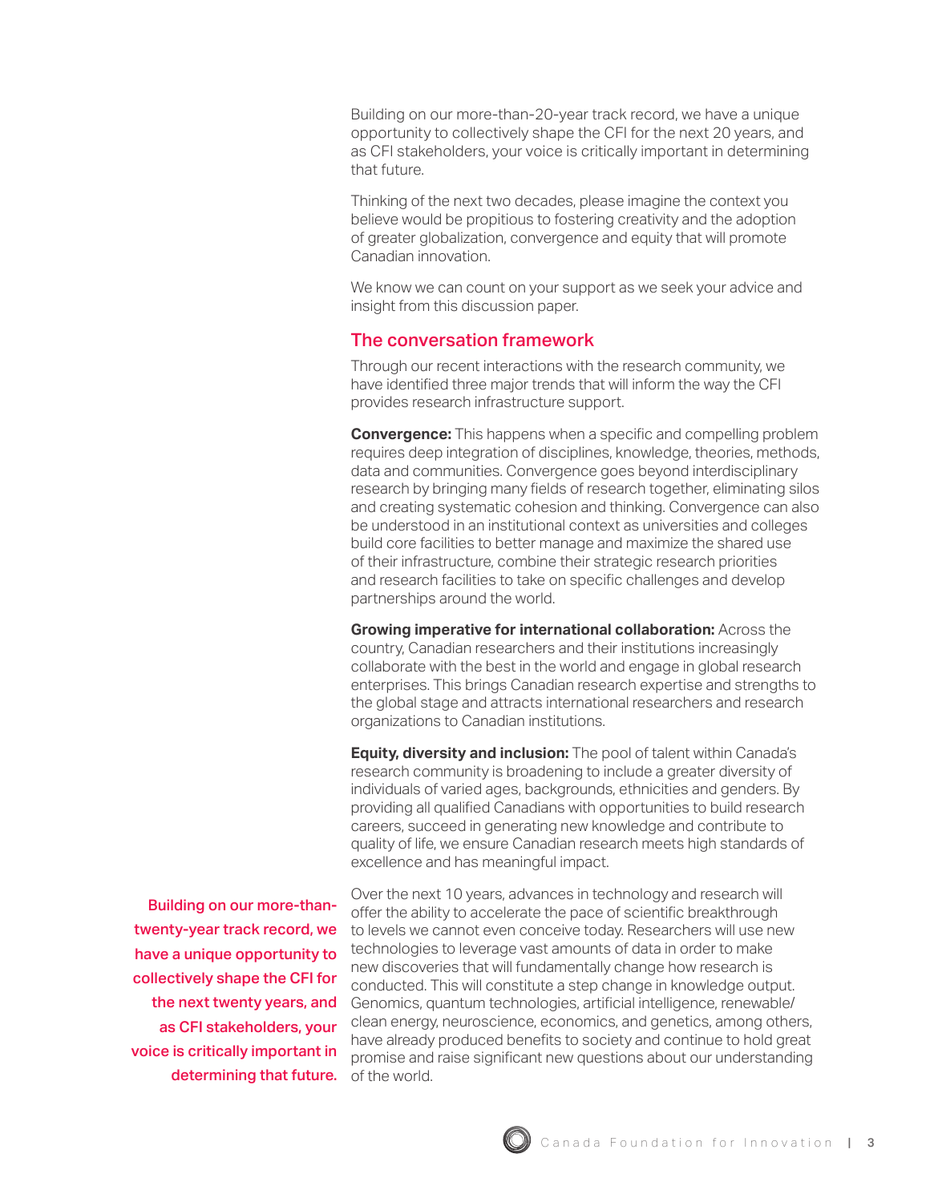Building on our more-than-20-year track record, we have a unique opportunity to collectively shape the CFI for the next 20 years, and as CFI stakeholders, your voice is critically important in determining that future.

Thinking of the next two decades, please imagine the context you believe would be propitious to fostering creativity and the adoption of greater globalization, convergence and equity that will promote Canadian innovation.

We know we can count on your support as we seek your advice and insight from this discussion paper.

## The conversation framework

Through our recent interactions with the research community, we have identified three major trends that will inform the way the CFI provides research infrastructure support.

**Convergence:** This happens when a specific and compelling problem requires deep integration of disciplines, knowledge, theories, methods, data and communities. Convergence goes beyond interdisciplinary research by bringing many fields of research together, eliminating silos and creating systematic cohesion and thinking. Convergence can also be understood in an institutional context as universities and colleges build core facilities to better manage and maximize the shared use of their infrastructure, combine their strategic research priorities and research facilities to take on specific challenges and develop partnerships around the world.

**Growing imperative for international collaboration:** Across the country, Canadian researchers and their institutions increasingly collaborate with the best in the world and engage in global research enterprises. This brings Canadian research expertise and strengths to the global stage and attracts international researchers and research organizations to Canadian institutions.

**Equity, diversity and inclusion:** The pool of talent within Canada's research community is broadening to include a greater diversity of individuals of varied ages, backgrounds, ethnicities and genders. By providing all qualified Canadians with opportunities to build research careers, succeed in generating new knowledge and contribute to quality of life, we ensure Canadian research meets high standards of excellence and has meaningful impact.

Over the next 10 years, advances in technology and research will offer the ability to accelerate the pace of scientific breakthrough to levels we cannot even conceive today. Researchers will use new technologies to leverage vast amounts of data in order to make new discoveries that will fundamentally change how research is conducted. This will constitute a step change in knowledge output. Genomics, quantum technologies, artificial intelligence, renewable/clean energy, neuroscience, economics, and genetics, among others, have already produced benefits to society and continue to hold great promise and raise significant new questions about our understanding of the world.

**Building on our more-than-twenty-year track record, we have a unique opportunity to collectively shape the CFI for the next twenty years, and as CFI stakeholders, your voice is critically important in determining that future.**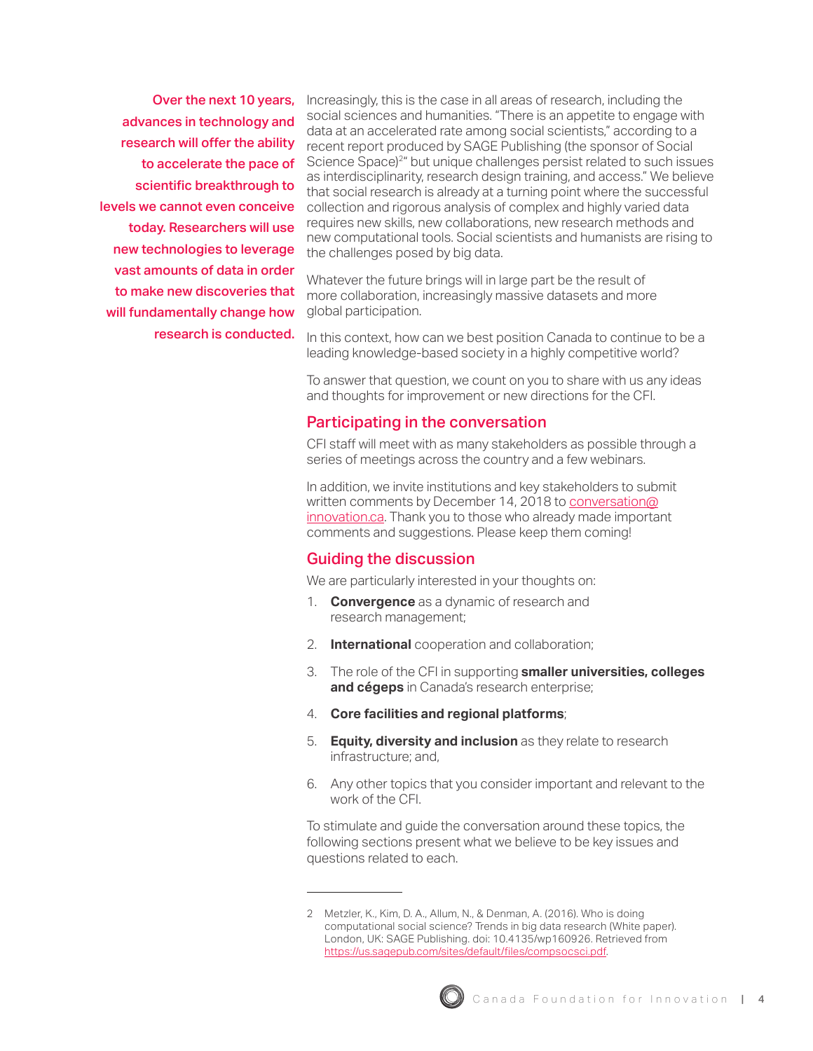**Over the next 10 years, advances in technology and research will offer the ability to accelerate the pace of scientific breakthrough to levels we cannot even conceive today. Researchers will use new technologies to leverage vast amounts of data in order to make new discoveries that will fundamentally change how research is conducted.**

Increasingly, this is the case in all areas of research, including the social sciences and humanities. "There is an appetite to engage with data at an accelerated rate among social scientists," according to a recent report produced by SAGE Publishing (the sponsor of Social Science Space)[2]" but unique challenges persist related to such issues as interdisciplinarity, research design training, and access." We believe that social research is already at a turning point where the successful collection and rigorous analysis of complex and highly varied data requires new skills, new collaborations, new research methods and new computational tools. Social scientists and humanists are rising to the challenges posed by big data.

Whatever the future brings will in large part be the result of more collaboration, increasingly massive datasets and more global participation.

In this context, how can we best position Canada to continue to be a leading knowledge-based society in a highly competitive world?

To answer that question, we count on you to share with us any ideas and thoughts for improvement or new directions for the CFI.

## Participating in the conversation

CFI staff will meet with as many stakeholders as possible through a series of meetings across the country and a few webinars.

In addition, we invite institutions and key stakeholders to submit written comments by December 14, 2018 to conversation@innovation.ca. Thank you to those who already made important comments and suggestions. Please keep them coming!

## Guiding the discussion

We are particularly interested in your thoughts on:

1. **Convergence** as a dynamic of research and research management;
2. **International** cooperation and collaboration;
3. The role of the CFI in supporting **smaller universities, colleges and cégeps** in Canada's research enterprise;
4. **Core facilities and regional platforms**;
5. **Equity, diversity and inclusion** as they relate to research infrastructure; and,
6. Any other topics that you consider important and relevant to the work of the CFI.

To stimulate and guide the conversation around these topics, the following sections present what we believe to be key issues and questions related to each.

---

2 Metzler, K., Kim, D. A., Allum, N., & Denman, A. (2016). Who is doing computational social science? Trends in big data research (White paper). London, UK: SAGE Publishing. doi: 10.4135/wp160926. Retrieved from https://us.sagepub.com/sites/default/files/compsocsci.pdf.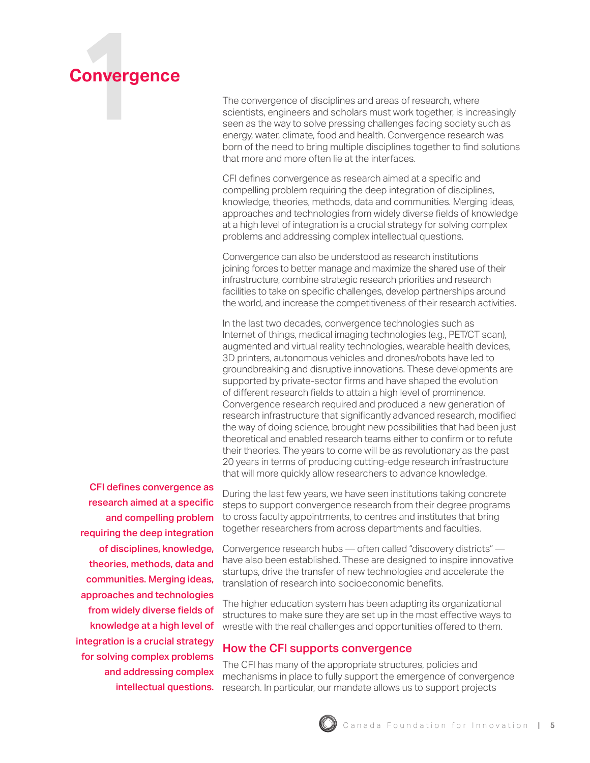# 1 Convergence

The convergence of disciplines and areas of research, where scientists, engineers and scholars must work together, is increasingly seen as the way to solve pressing challenges facing society such as energy, water, climate, food and health. Convergence research was born of the need to bring multiple disciplines together to find solutions that more and more often lie at the interfaces.

CFI defines convergence as research aimed at a specific and compelling problem requiring the deep integration of disciplines, knowledge, theories, methods, data and communities. Merging ideas, approaches and technologies from widely diverse fields of knowledge at a high level of integration is a crucial strategy for solving complex problems and addressing complex intellectual questions.

Convergence can also be understood as research institutions joining forces to better manage and maximize the shared use of their infrastructure, combine strategic research priorities and research facilities to take on specific challenges, develop partnerships around the world, and increase the competitiveness of their research activities.

In the last two decades, convergence technologies such as Internet of things, medical imaging technologies (e.g., PET/CT scan), augmented and virtual reality technologies, wearable health devices, 3D printers, autonomous vehicles and drones/robots have led to groundbreaking and disruptive innovations. These developments are supported by private-sector firms and have shaped the evolution of different research fields to attain a high level of prominence. Convergence research required and produced a new generation of research infrastructure that significantly advanced research, modified the way of doing science, brought new possibilities that had been just theoretical and enabled research teams either to confirm or to refute their theories. The years to come will be as revolutionary as the past 20 years in terms of producing cutting-edge research infrastructure that will more quickly allow researchers to advance knowledge.

**CFI defines convergence as research aimed at a specific and compelling problem requiring the deep integration of disciplines, knowledge, theories, methods, data and communities. Merging ideas, approaches and technologies from widely diverse fields of knowledge at a high level of integration is a crucial strategy for solving complex problems and addressing complex intellectual questions.**

During the last few years, we have seen institutions taking concrete steps to support convergence research from their degree programs to cross faculty appointments, to centres and institutes that bring together researchers from across departments and faculties.

Convergence research hubs — often called "discovery districts" — have also been established. These are designed to inspire innovative startups, drive the transfer of new technologies and accelerate the translation of research into socioeconomic benefits.

The higher education system has been adapting its organizational structures to make sure they are set up in the most effective ways to wrestle with the real challenges and opportunities offered to them.

## How the CFI supports convergence

The CFI has many of the appropriate structures, policies and mechanisms in place to fully support the emergence of convergence research. In particular, our mandate allows us to support projects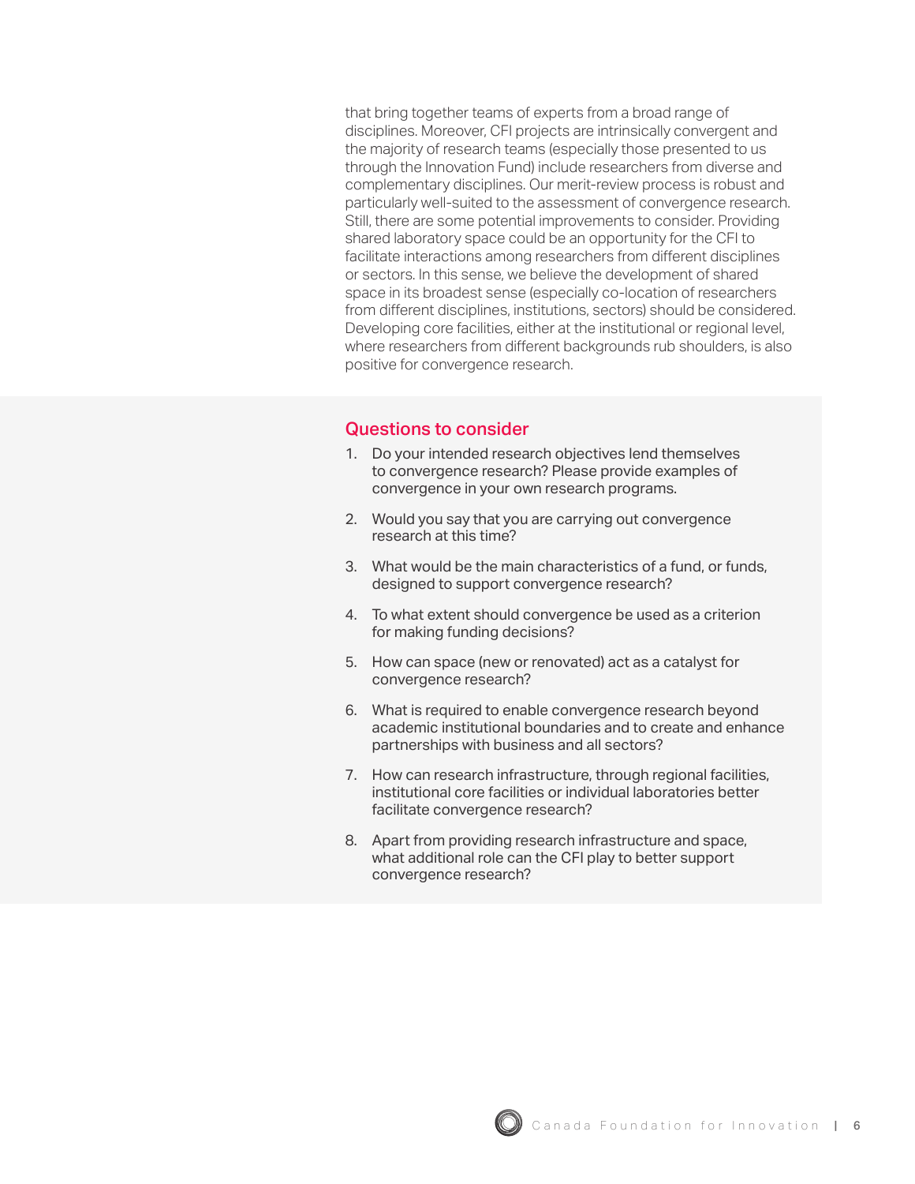that bring together teams of experts from a broad range of disciplines. Moreover, CFI projects are intrinsically convergent and the majority of research teams (especially those presented to us through the Innovation Fund) include researchers from diverse and complementary disciplines. Our merit-review process is robust and particularly well-suited to the assessment of convergence research. Still, there are some potential improvements to consider. Providing shared laboratory space could be an opportunity for the CFI to facilitate interactions among researchers from different disciplines or sectors. In this sense, we believe the development of shared space in its broadest sense (especially co-location of researchers from different disciplines, institutions, sectors) should be considered. Developing core facilities, either at the institutional or regional level, where researchers from different backgrounds rub shoulders, is also positive for convergence research.

## Questions to consider

1. Do your intended research objectives lend themselves to convergence research? Please provide examples of convergence in your own research programs.

2. Would you say that you are carrying out convergence research at this time?

3. What would be the main characteristics of a fund, or funds, designed to support convergence research?

4. To what extent should convergence be used as a criterion for making funding decisions?

5. How can space (new or renovated) act as a catalyst for convergence research?

6. What is required to enable convergence research beyond academic institutional boundaries and to create and enhance partnerships with business and all sectors?

7. How can research infrastructure, through regional facilities, institutional core facilities or individual laboratories better facilitate convergence research?

8. Apart from providing research infrastructure and space, what additional role can the CFI play to better support convergence research?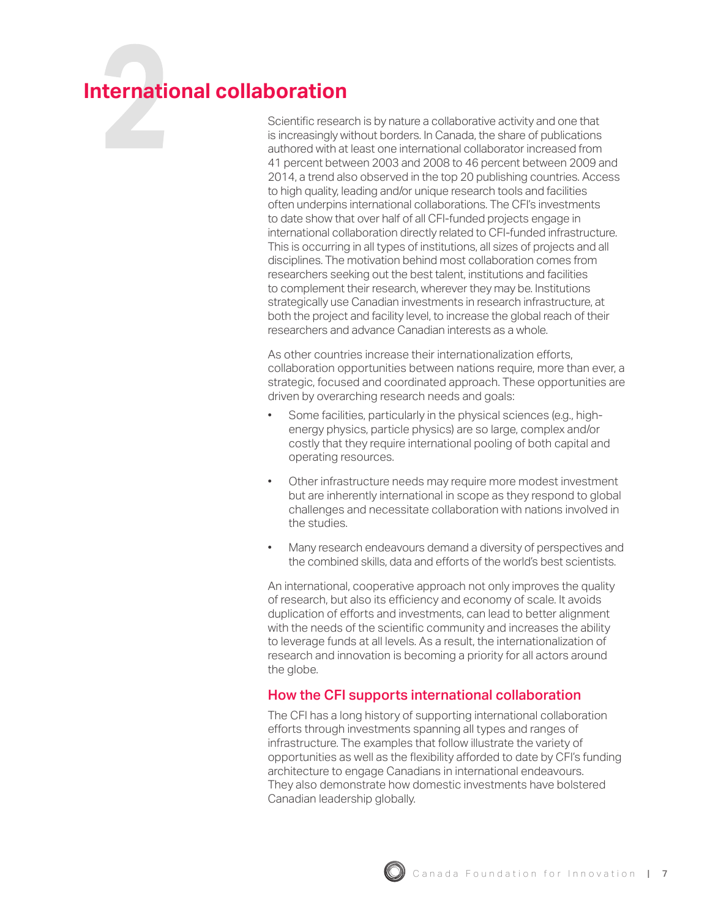# 2 International collaboration

Scientific research is by nature a collaborative activity and one that is increasingly without borders. In Canada, the share of publications authored with at least one international collaborator increased from 41 percent between 2003 and 2008 to 46 percent between 2009 and 2014, a trend also observed in the top 20 publishing countries. Access to high quality, leading and/or unique research tools and facilities often underpins international collaborations. The CFI's investments to date show that over half of all CFI-funded projects engage in international collaboration directly related to CFI-funded infrastructure. This is occurring in all types of institutions, all sizes of projects and all disciplines. The motivation behind most collaboration comes from researchers seeking out the best talent, institutions and facilities to complement their research, wherever they may be. Institutions strategically use Canadian investments in research infrastructure, at both the project and facility level, to increase the global reach of their researchers and advance Canadian interests as a whole.

As other countries increase their internationalization efforts, collaboration opportunities between nations require, more than ever, a strategic, focused and coordinated approach. These opportunities are driven by overarching research needs and goals:

- Some facilities, particularly in the physical sciences (e.g., high-energy physics, particle physics) are so large, complex and/or costly that they require international pooling of both capital and operating resources.
- Other infrastructure needs may require more modest investment but are inherently international in scope as they respond to global challenges and necessitate collaboration with nations involved in the studies.
- Many research endeavours demand a diversity of perspectives and the combined skills, data and efforts of the world's best scientists.

An international, cooperative approach not only improves the quality of research, but also its efficiency and economy of scale. It avoids duplication of efforts and investments, can lead to better alignment with the needs of the scientific community and increases the ability to leverage funds at all levels. As a result, the internationalization of research and innovation is becoming a priority for all actors around the globe.

## How the CFI supports international collaboration

The CFI has a long history of supporting international collaboration efforts through investments spanning all types and ranges of infrastructure. The examples that follow illustrate the variety of opportunities as well as the flexibility afforded to date by CFI's funding architecture to engage Canadians in international endeavours. They also demonstrate how domestic investments have bolstered Canadian leadership globally.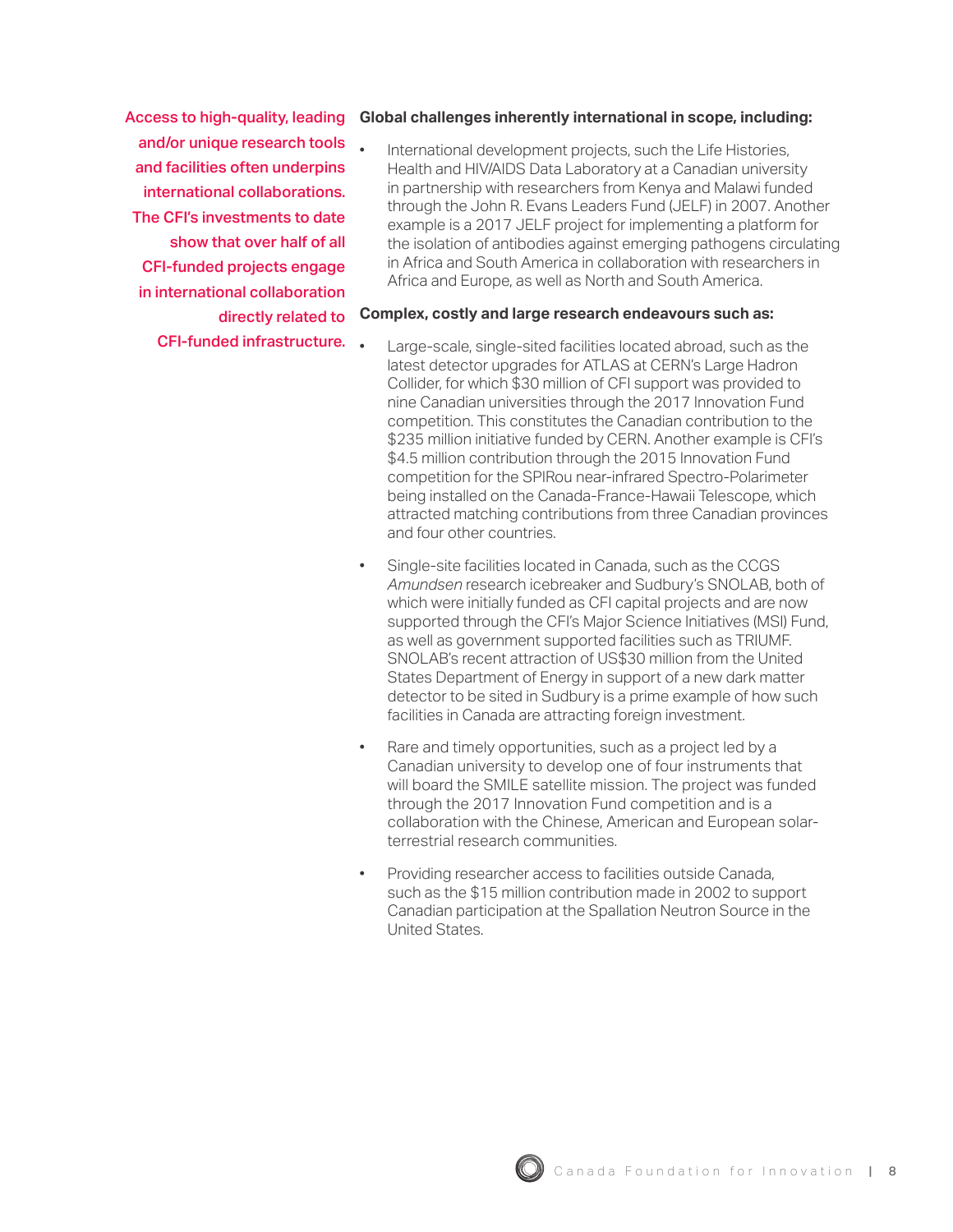**Access to high-quality, leading and/or unique research tools and facilities often underpins international collaborations. The CFI's investments to date show that over half of all CFI-funded projects engage in international collaboration directly related to CFI-funded infrastructure.**

**Global challenges inherently international in scope, including:**

- International development projects, such the Life Histories, Health and HIV/AIDS Data Laboratory at a Canadian university in partnership with researchers from Kenya and Malawi funded through the John R. Evans Leaders Fund (JELF) in 2007. Another example is a 2017 JELF project for implementing a platform for the isolation of antibodies against emerging pathogens circulating in Africa and South America in collaboration with researchers in Africa and Europe, as well as North and South America.

**Complex, costly and large research endeavours such as:**

- Large-scale, single-sited facilities located abroad, such as the latest detector upgrades for ATLAS at CERN's Large Hadron Collider, for which $30 million of CFI support was provided to nine Canadian universities through the 2017 Innovation Fund competition. This constitutes the Canadian contribution to the $235 million initiative funded by CERN. Another example is CFI's $4.5 million contribution through the 2015 Innovation Fund competition for the SPIRou near-infrared Spectro-Polarimeter being installed on the Canada-France-Hawaii Telescope, which attracted matching contributions from three Canadian provinces and four other countries.

- Single-site facilities located in Canada, such as the CCGS *Amundsen* research icebreaker and Sudbury's SNOLAB, both of which were initially funded as CFI capital projects and are now supported through the CFI's Major Science Initiatives (MSI) Fund, as well as government supported facilities such as TRIUMF. SNOLAB's recent attraction of US$30 million from the United States Department of Energy in support of a new dark matter detector to be sited in Sudbury is a prime example of how such facilities in Canada are attracting foreign investment.

- Rare and timely opportunities, such as a project led by a Canadian university to develop one of four instruments that will board the SMILE satellite mission. The project was funded through the 2017 Innovation Fund competition and is a collaboration with the Chinese, American and European solar-terrestrial research communities.

- Providing researcher access to facilities outside Canada, such as the $15 million contribution made in 2002 to support Canadian participation at the Spallation Neutron Source in the United States.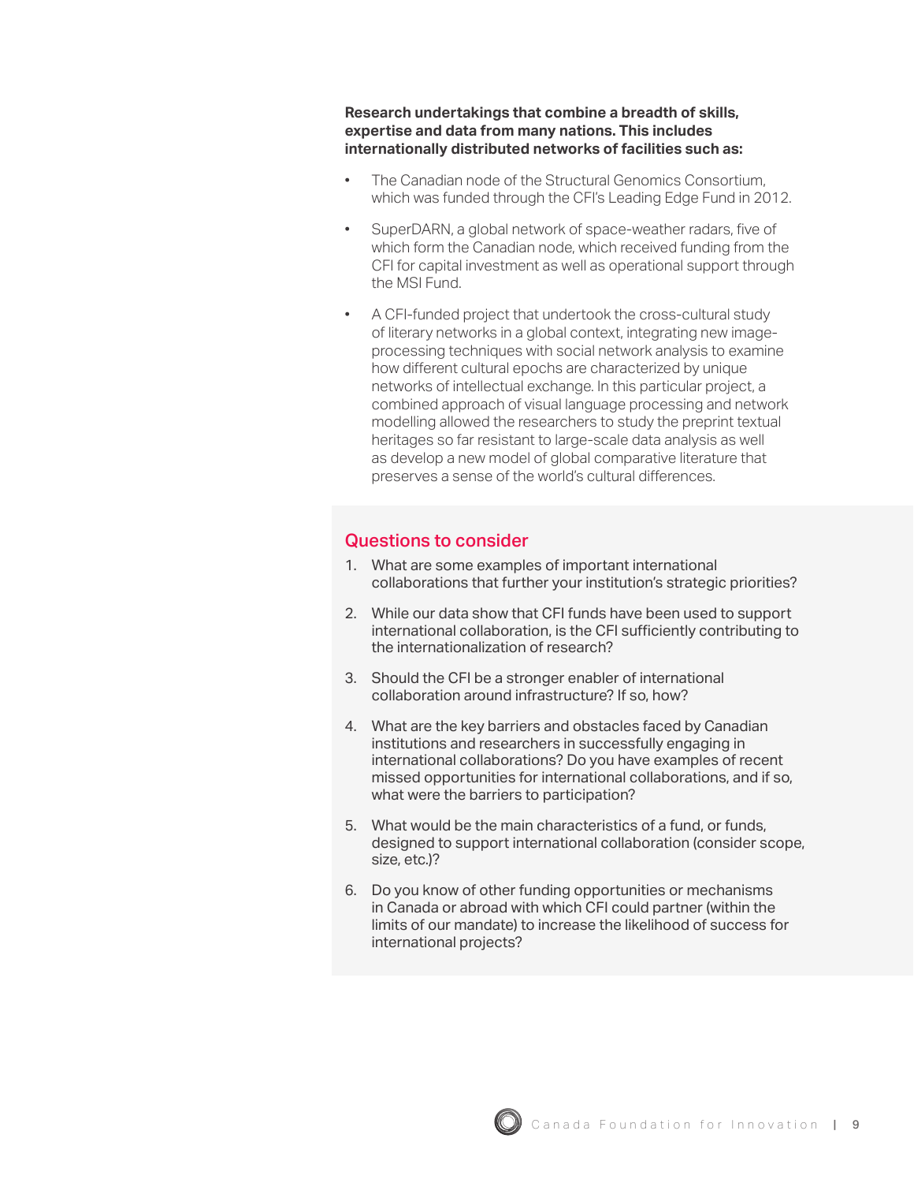**Research undertakings that combine a breadth of skills, expertise and data from many nations. This includes internationally distributed networks of facilities such as:**

- The Canadian node of the Structural Genomics Consortium, which was funded through the CFI's Leading Edge Fund in 2012.
- SuperDARN, a global network of space-weather radars, five of which form the Canadian node, which received funding from the CFI for capital investment as well as operational support through the MSI Fund.
- A CFI-funded project that undertook the cross-cultural study of literary networks in a global context, integrating new image-processing techniques with social network analysis to examine how different cultural epochs are characterized by unique networks of intellectual exchange. In this particular project, a combined approach of visual language processing and network modelling allowed the researchers to study the preprint textual heritages so far resistant to large-scale data analysis as well as develop a new model of global comparative literature that preserves a sense of the world's cultural differences.

## Questions to consider

1. What are some examples of important international collaborations that further your institution's strategic priorities?
2. While our data show that CFI funds have been used to support international collaboration, is the CFI sufficiently contributing to the internationalization of research?
3. Should the CFI be a stronger enabler of international collaboration around infrastructure? If so, how?
4. What are the key barriers and obstacles faced by Canadian institutions and researchers in successfully engaging in international collaborations? Do you have examples of recent missed opportunities for international collaborations, and if so, what were the barriers to participation?
5. What would be the main characteristics of a fund, or funds, designed to support international collaboration (consider scope, size, etc.)?
6. Do you know of other funding opportunities or mechanisms in Canada or abroad with which CFI could partner (within the limits of our mandate) to increase the likelihood of success for international projects?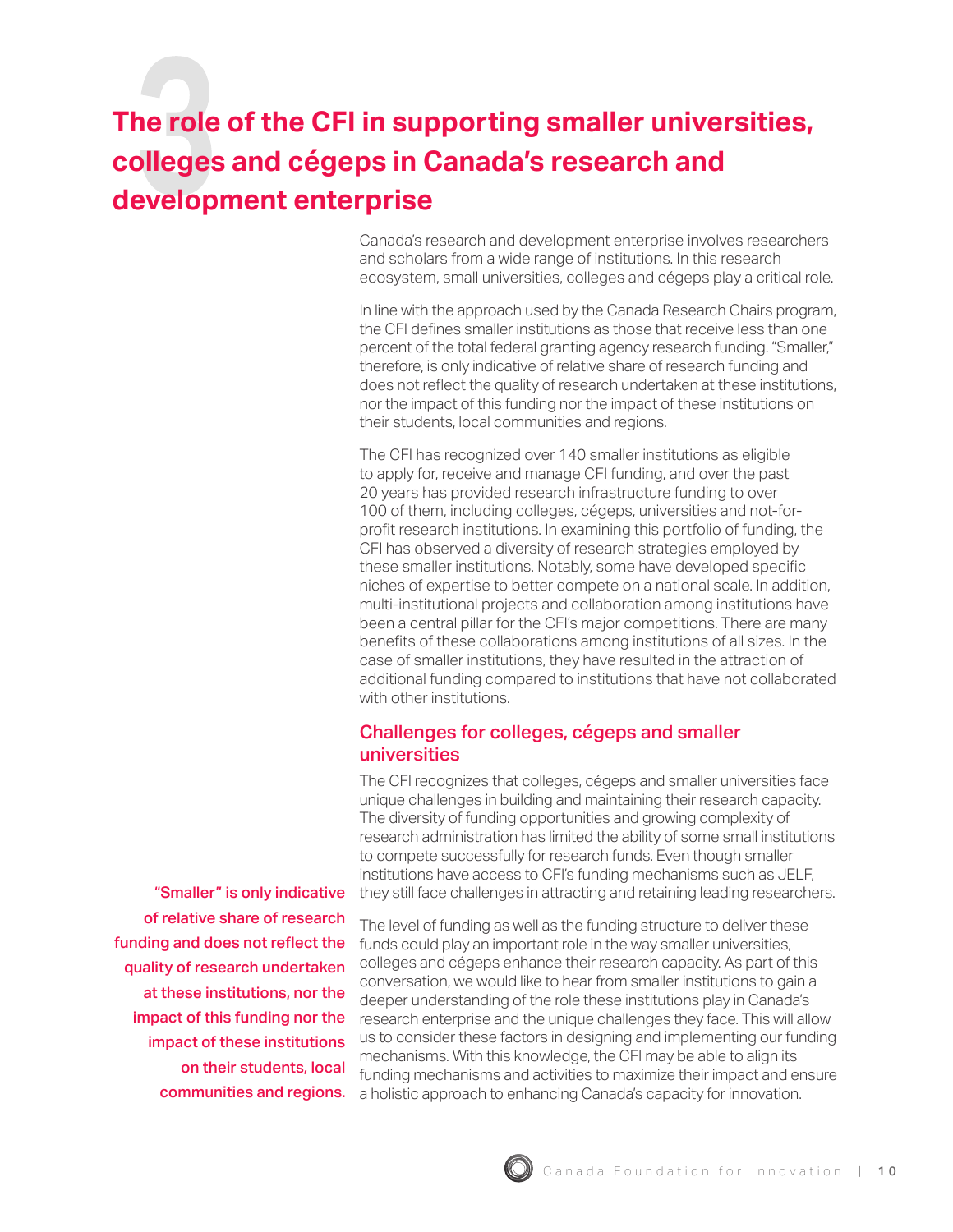# 3 The role of the CFI in supporting smaller universities, colleges and cégeps in Canada's research and development enterprise

Canada's research and development enterprise involves researchers and scholars from a wide range of institutions. In this research ecosystem, small universities, colleges and cégeps play a critical role.

In line with the approach used by the Canada Research Chairs program, the CFI defines smaller institutions as those that receive less than one percent of the total federal granting agency research funding. "Smaller," therefore, is only indicative of relative share of research funding and does not reflect the quality of research undertaken at these institutions, nor the impact of this funding nor the impact of these institutions on their students, local communities and regions.

The CFI has recognized over 140 smaller institutions as eligible to apply for, receive and manage CFI funding, and over the past 20 years has provided research infrastructure funding to over 100 of them, including colleges, cégeps, universities and not-for-profit research institutions. In examining this portfolio of funding, the CFI has observed a diversity of research strategies employed by these smaller institutions. Notably, some have developed specific niches of expertise to better compete on a national scale. In addition, multi-institutional projects and collaboration among institutions have been a central pillar for the CFI's major competitions. There are many benefits of these collaborations among institutions of all sizes. In the case of smaller institutions, they have resulted in the attraction of additional funding compared to institutions that have not collaborated with other institutions.

## Challenges for colleges, cégeps and smaller universities

The CFI recognizes that colleges, cégeps and smaller universities face unique challenges in building and maintaining their research capacity. The diversity of funding opportunities and growing complexity of research administration has limited the ability of some small institutions to compete successfully for research funds. Even though smaller institutions have access to CFI's funding mechanisms such as JELF, they still face challenges in attracting and retaining leading researchers.

**"Smaller" is only indicative of relative share of research funding and does not reflect the quality of research undertaken at these institutions, nor the impact of this funding nor the impact of these institutions on their students, local communities and regions.**

The level of funding as well as the funding structure to deliver these funds could play an important role in the way smaller universities, colleges and cégeps enhance their research capacity. As part of this conversation, we would like to hear from smaller institutions to gain a deeper understanding of the role these institutions play in Canada's research enterprise and the unique challenges they face. This will allow us to consider these factors in designing and implementing our funding mechanisms. With this knowledge, the CFI may be able to align its funding mechanisms and activities to maximize their impact and ensure a holistic approach to enhancing Canada's capacity for innovation.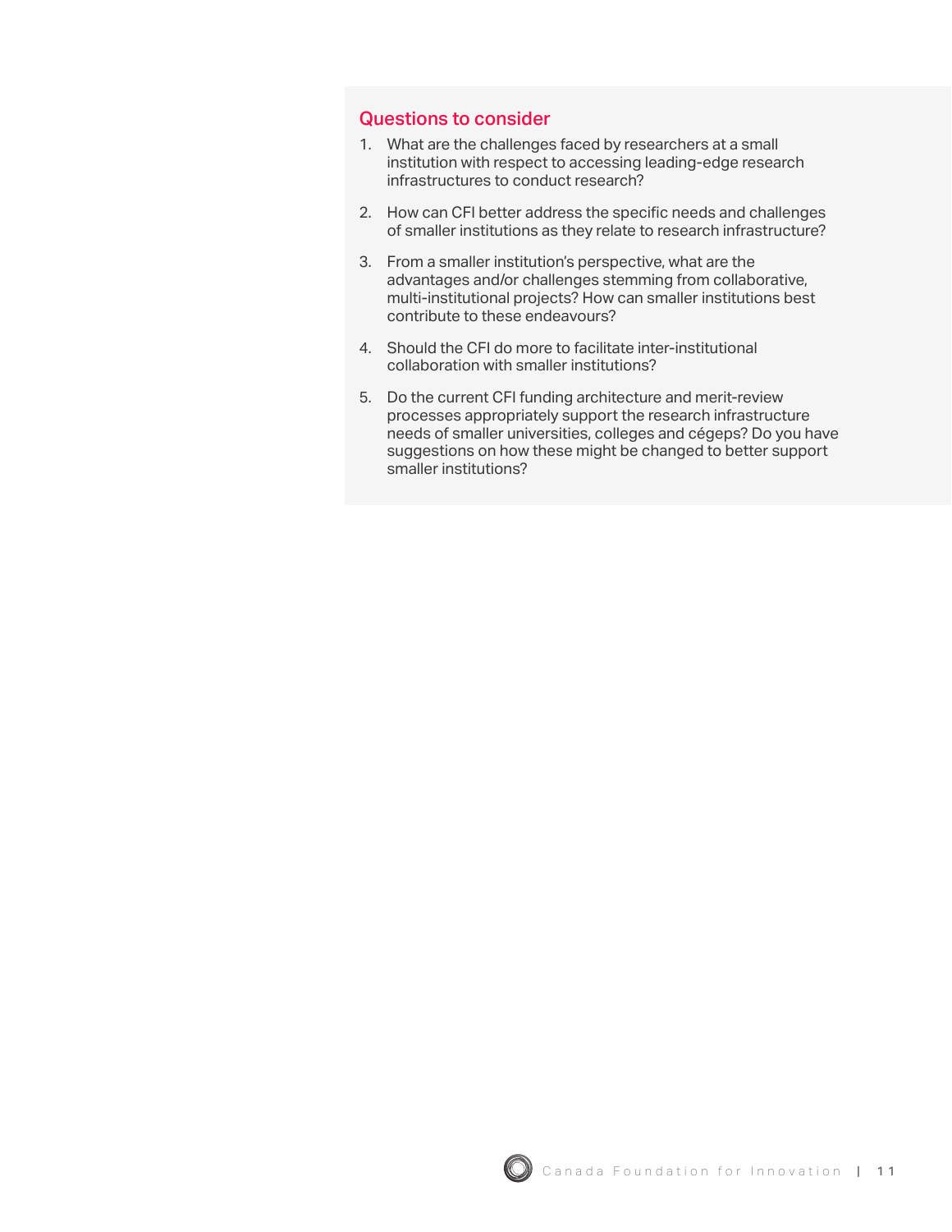## Questions to consider

1. What are the challenges faced by researchers at a small institution with respect to accessing leading-edge research infrastructures to conduct research?
2. How can CFI better address the specific needs and challenges of smaller institutions as they relate to research infrastructure?
3. From a smaller institution's perspective, what are the advantages and/or challenges stemming from collaborative, multi-institutional projects? How can smaller institutions best contribute to these endeavours?
4. Should the CFI do more to facilitate inter-institutional collaboration with smaller institutions?
5. Do the current CFI funding architecture and merit-review processes appropriately support the research infrastructure needs of smaller universities, colleges and cégeps? Do you have suggestions on how these might be changed to better support smaller institutions?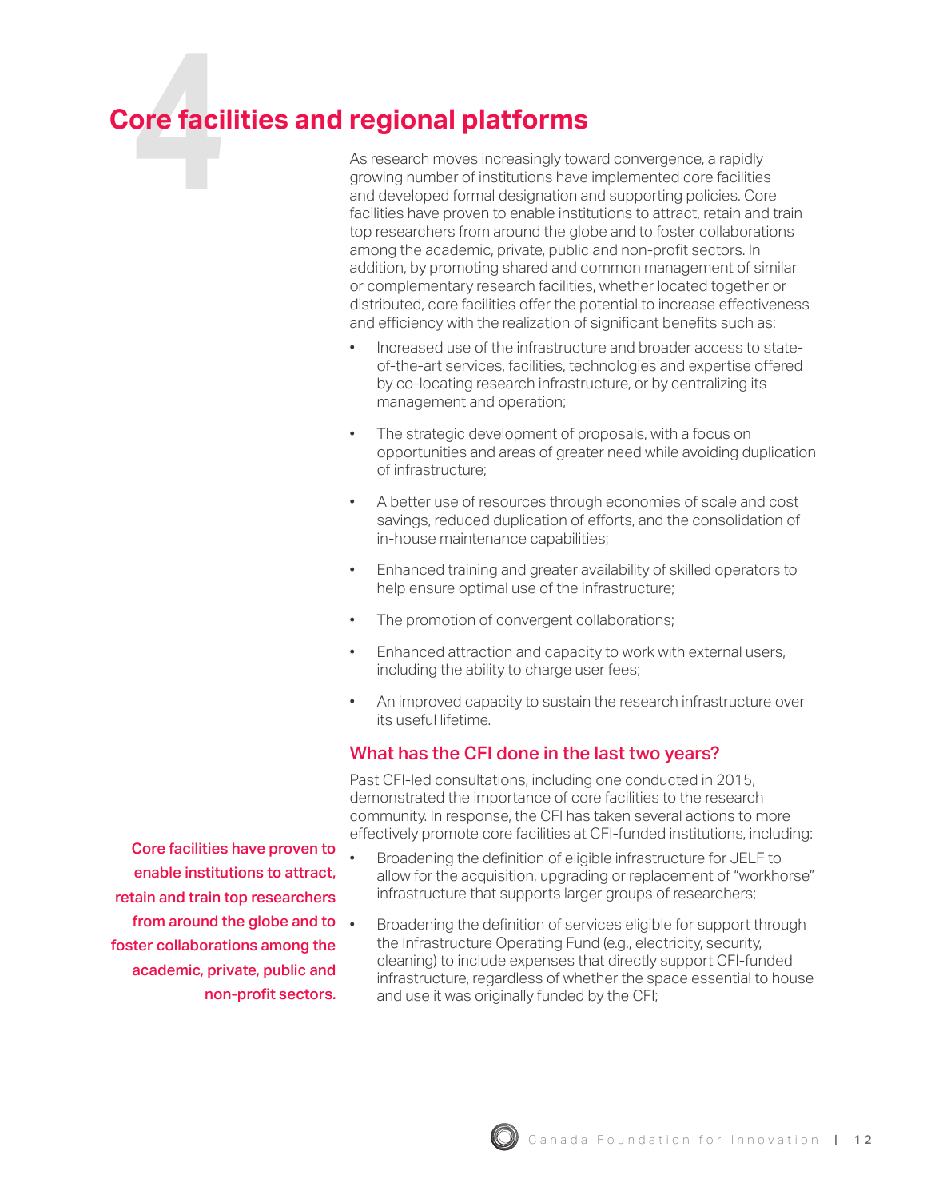# 4 Core facilities and regional platforms

As research moves increasingly toward convergence, a rapidly growing number of institutions have implemented core facilities and developed formal designation and supporting policies. Core facilities have proven to enable institutions to attract, retain and train top researchers from around the globe and to foster collaborations among the academic, private, public and non-profit sectors. In addition, by promoting shared and common management of similar or complementary research facilities, whether located together or distributed, core facilities offer the potential to increase effectiveness and efficiency with the realization of significant benefits such as:

- Increased use of the infrastructure and broader access to state-of-the-art services, facilities, technologies and expertise offered by co-locating research infrastructure, or by centralizing its management and operation;
- The strategic development of proposals, with a focus on opportunities and areas of greater need while avoiding duplication of infrastructure;
- A better use of resources through economies of scale and cost savings, reduced duplication of efforts, and the consolidation of in-house maintenance capabilities;
- Enhanced training and greater availability of skilled operators to help ensure optimal use of the infrastructure;
- The promotion of convergent collaborations;
- Enhanced attraction and capacity to work with external users, including the ability to charge user fees;
- An improved capacity to sustain the research infrastructure over its useful lifetime.

## What has the CFI done in the last two years?

Past CFI-led consultations, including one conducted in 2015, demonstrated the importance of core facilities to the research community. In response, the CFI has taken several actions to more effectively promote core facilities at CFI-funded institutions, including:

- Broadening the definition of eligible infrastructure for JELF to allow for the acquisition, upgrading or replacement of "workhorse" infrastructure that supports larger groups of researchers;
- Broadening the definition of services eligible for support through the Infrastructure Operating Fund (e.g., electricity, security, cleaning) to include expenses that directly support CFI-funded infrastructure, regardless of whether the space essential to house and use it was originally funded by the CFI;

**Core facilities have proven to enable institutions to attract, retain and train top researchers from around the globe and to foster collaborations among the academic, private, public and non-profit sectors.**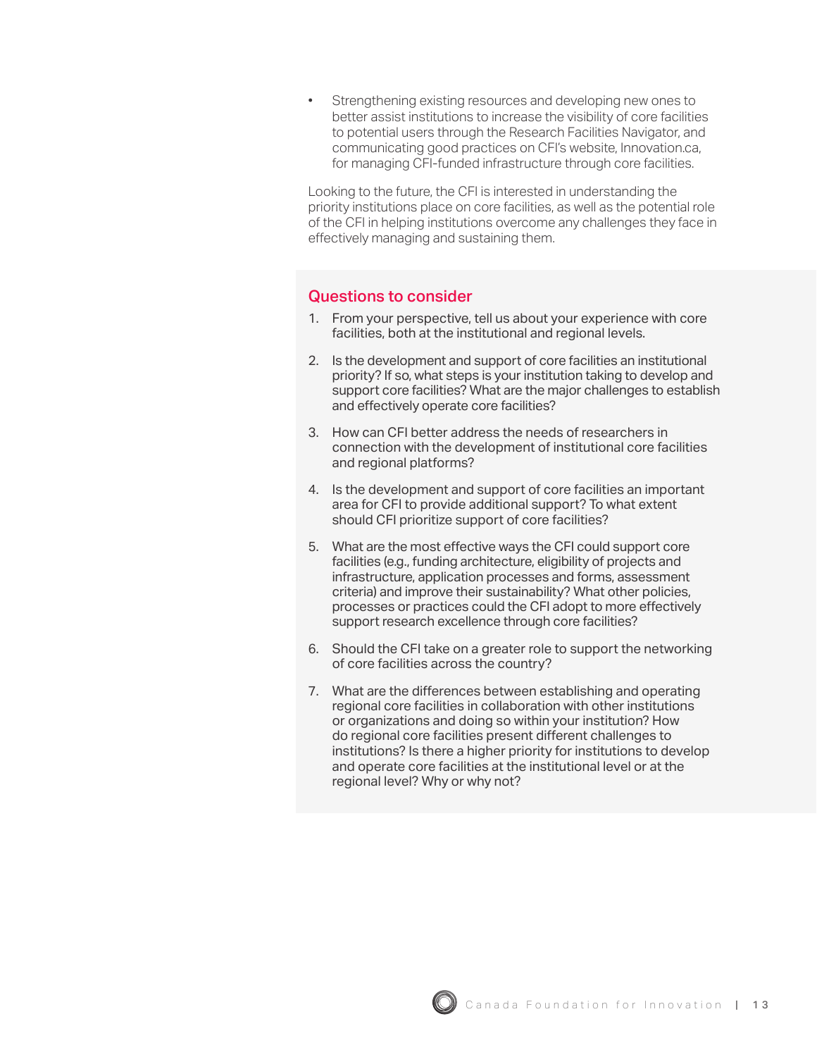- Strengthening existing resources and developing new ones to better assist institutions to increase the visibility of core facilities to potential users through the Research Facilities Navigator, and communicating good practices on CFI's website, Innovation.ca, for managing CFI-funded infrastructure through core facilities.

Looking to the future, the CFI is interested in understanding the priority institutions place on core facilities, as well as the potential role of the CFI in helping institutions overcome any challenges they face in effectively managing and sustaining them.

## Questions to consider

1. From your perspective, tell us about your experience with core facilities, both at the institutional and regional levels.
2. Is the development and support of core facilities an institutional priority? If so, what steps is your institution taking to develop and support core facilities? What are the major challenges to establish and effectively operate core facilities?
3. How can CFI better address the needs of researchers in connection with the development of institutional core facilities and regional platforms?
4. Is the development and support of core facilities an important area for CFI to provide additional support? To what extent should CFI prioritize support of core facilities?
5. What are the most effective ways the CFI could support core facilities (e.g., funding architecture, eligibility of projects and infrastructure, application processes and forms, assessment criteria) and improve their sustainability? What other policies, processes or practices could the CFI adopt to more effectively support research excellence through core facilities?
6. Should the CFI take on a greater role to support the networking of core facilities across the country?
7. What are the differences between establishing and operating regional core facilities in collaboration with other institutions or organizations and doing so within your institution? How do regional core facilities present different challenges to institutions? Is there a higher priority for institutions to develop and operate core facilities at the institutional level or at the regional level? Why or why not?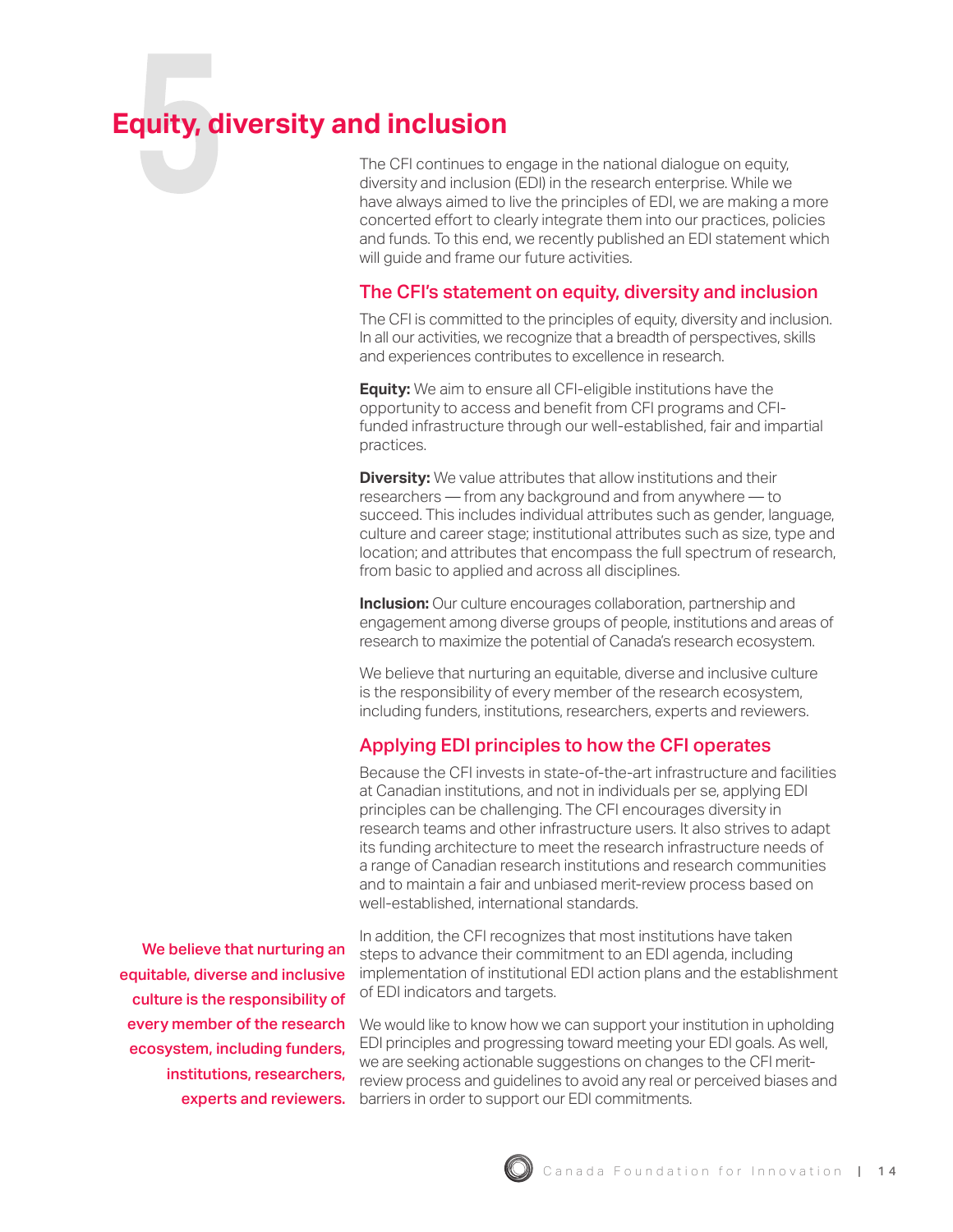# 5 Equity, diversity and inclusion

The CFI continues to engage in the national dialogue on equity, diversity and inclusion (EDI) in the research enterprise. While we have always aimed to live the principles of EDI, we are making a more concerted effort to clearly integrate them into our practices, policies and funds. To this end, we recently published an EDI statement which will guide and frame our future activities.

## The CFI's statement on equity, diversity and inclusion

The CFI is committed to the principles of equity, diversity and inclusion. In all our activities, we recognize that a breadth of perspectives, skills and experiences contributes to excellence in research.

**Equity:** We aim to ensure all CFI-eligible institutions have the opportunity to access and benefit from CFI programs and CFI-funded infrastructure through our well-established, fair and impartial practices.

**Diversity:** We value attributes that allow institutions and their researchers — from any background and from anywhere — to succeed. This includes individual attributes such as gender, language, culture and career stage; institutional attributes such as size, type and location; and attributes that encompass the full spectrum of research, from basic to applied and across all disciplines.

**Inclusion:** Our culture encourages collaboration, partnership and engagement among diverse groups of people, institutions and areas of research to maximize the potential of Canada's research ecosystem.

We believe that nurturing an equitable, diverse and inclusive culture is the responsibility of every member of the research ecosystem, including funders, institutions, researchers, experts and reviewers.

## Applying EDI principles to how the CFI operates

Because the CFI invests in state-of-the-art infrastructure and facilities at Canadian institutions, and not in individuals per se, applying EDI principles can be challenging. The CFI encourages diversity in research teams and other infrastructure users. It also strives to adapt its funding architecture to meet the research infrastructure needs of a range of Canadian research institutions and research communities and to maintain a fair and unbiased merit-review process based on well-established, international standards.

In addition, the CFI recognizes that most institutions have taken steps to advance their commitment to an EDI agenda, including implementation of institutional EDI action plans and the establishment of EDI indicators and targets.

We would like to know how we can support your institution in upholding EDI principles and progressing toward meeting your EDI goals. As well, we are seeking actionable suggestions on changes to the CFI merit-review process and guidelines to avoid any real or perceived biases and barriers in order to support our EDI commitments.

**We believe that nurturing an equitable, diverse and inclusive culture is the responsibility of every member of the research ecosystem, including funders, institutions, researchers, experts and reviewers.**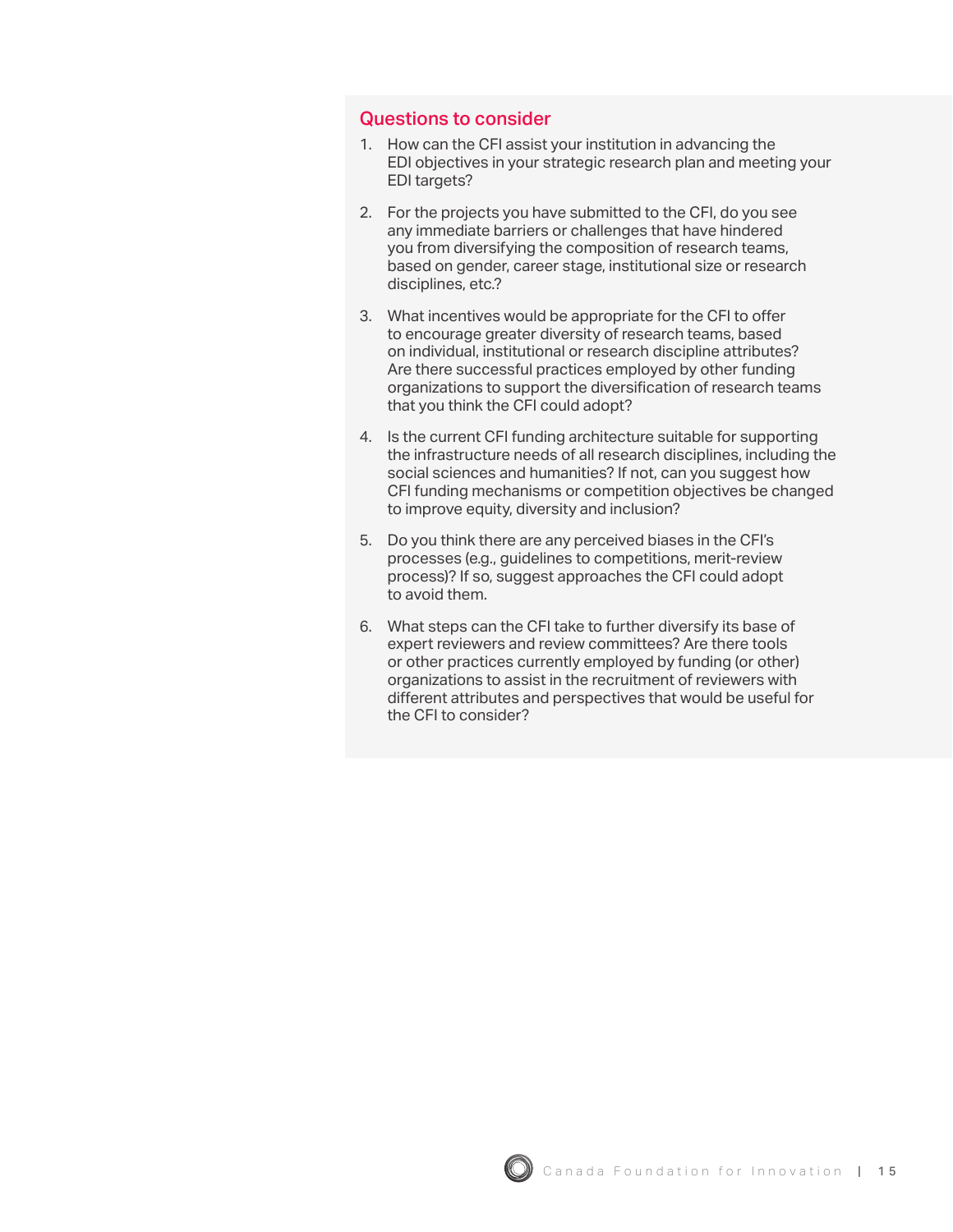## Questions to consider

1. How can the CFI assist your institution in advancing the EDI objectives in your strategic research plan and meeting your EDI targets?

2. For the projects you have submitted to the CFI, do you see any immediate barriers or challenges that have hindered you from diversifying the composition of research teams, based on gender, career stage, institutional size or research disciplines, etc.?

3. What incentives would be appropriate for the CFI to offer to encourage greater diversity of research teams, based on individual, institutional or research discipline attributes? Are there successful practices employed by other funding organizations to support the diversification of research teams that you think the CFI could adopt?

4. Is the current CFI funding architecture suitable for supporting the infrastructure needs of all research disciplines, including the social sciences and humanities? If not, can you suggest how CFI funding mechanisms or competition objectives be changed to improve equity, diversity and inclusion?

5. Do you think there are any perceived biases in the CFI's processes (e.g., guidelines to competitions, merit-review process)? If so, suggest approaches the CFI could adopt to avoid them.

6. What steps can the CFI take to further diversify its base of expert reviewers and review committees? Are there tools or other practices currently employed by funding (or other) organizations to assist in the recruitment of reviewers with different attributes and perspectives that would be useful for the CFI to consider?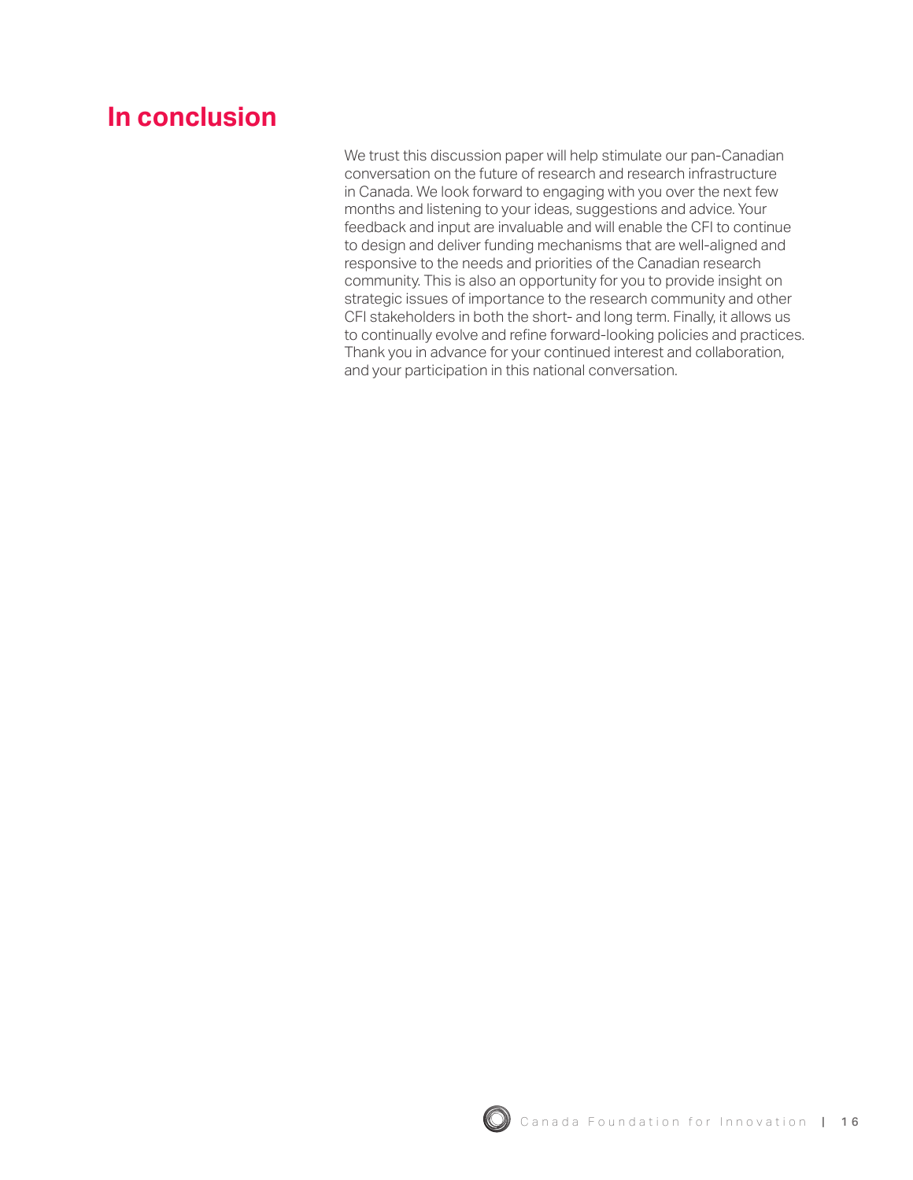# In conclusion

We trust this discussion paper will help stimulate our pan-Canadian conversation on the future of research and research infrastructure in Canada. We look forward to engaging with you over the next few months and listening to your ideas, suggestions and advice. Your feedback and input are invaluable and will enable the CFI to continue to design and deliver funding mechanisms that are well-aligned and responsive to the needs and priorities of the Canadian research community. This is also an opportunity for you to provide insight on strategic issues of importance to the research community and other CFI stakeholders in both the short- and long term. Finally, it allows us to continually evolve and refine forward-looking policies and practices. Thank you in advance for your continued interest and collaboration, and your participation in this national conversation.